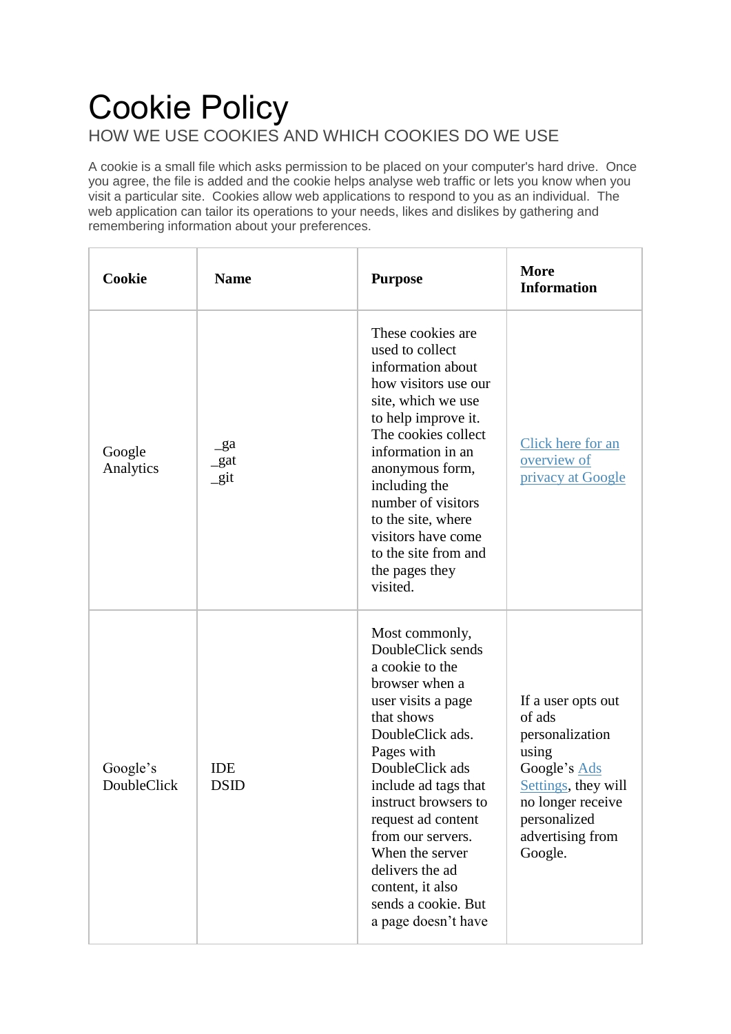# Cookie Policy

## HOW WE USE COOKIES AND WHICH COOKIES DO WE USE

A cookie is a small file which asks permission to be placed on your computer's hard drive. Once you agree, the file is added and the cookie helps analyse web traffic or lets you know when you visit a particular site. Cookies allow web applications to respond to you as an individual. The web application can tailor its operations to your needs, likes and dislikes by gathering and remembering information about your preferences.

| Cookie | Name | Purpose | More Information |
|---|---|---|---|
| Google Analytics | _ga<br>_gat<br>_git | These cookies are used to collect information about how visitors use our site, which we use to help improve it. The cookies collect information in an anonymous form, including the number of visitors to the site, where visitors have come to the site from and the pages they visited. | [Click here for an overview of privacy at Google]() |
| Google's DoubleClick | IDE<br>DSID | Most commonly, DoubleClick sends a cookie to the browser when a user visits a page that shows DoubleClick ads. Pages with DoubleClick ads include ad tags that instruct browsers to request ad content from our servers. When the server delivers the ad content, it also sends a cookie. But a page doesn't have | If a user opts out of ads personalization using Google's [Ads Settings](), they will no longer receive personalized advertising from Google. |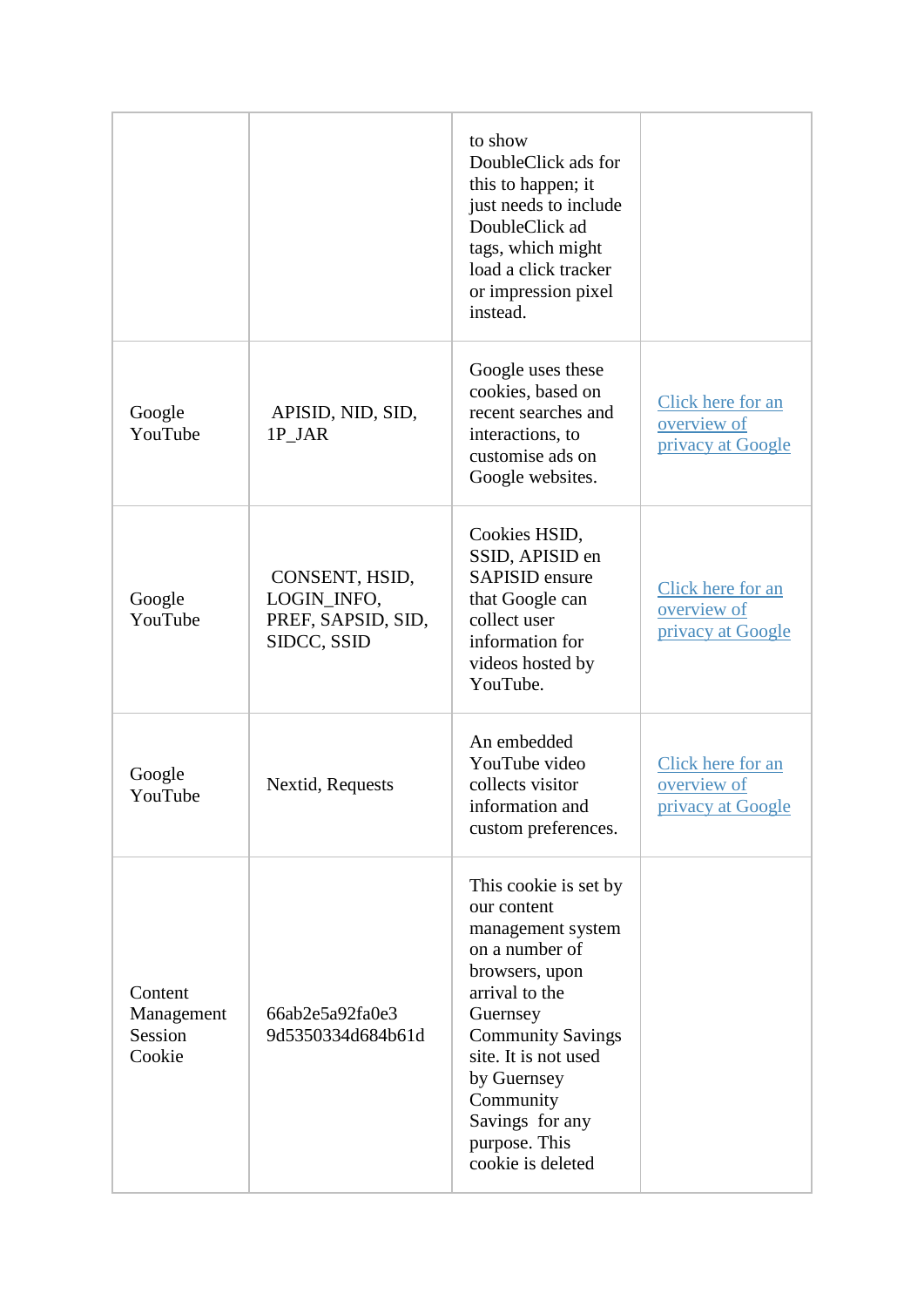| | | | |
|---|---|---|---|
| | | to show DoubleClick ads for this to happen; it just needs to include DoubleClick ad tags, which might load a click tracker or impression pixel instead. | |
| Google YouTube | APISID, NID, SID, 1P_JAR | Google uses these cookies, based on recent searches and interactions, to customise ads on Google websites. | [Click here for an overview of privacy at Google]() |
| Google YouTube | CONSENT, HSID, LOGIN_INFO, PREF, SAPSID, SID, SIDCC, SSID | Cookies HSID, SSID, APISID en SAPISID ensure that Google can collect user information for videos hosted by YouTube. | [Click here for an overview of privacy at Google]() |
| Google YouTube | Nextid, Requests | An embedded YouTube video collects visitor information and custom preferences. | [Click here for an overview of privacy at Google]() |
| Content Management Session Cookie | 66ab2e5a92fa0e3 9d5350334d684b61d | This cookie is set by our content management system on a number of browsers, upon arrival to the Guernsey Community Savings site. It is not used by Guernsey Community Savings for any purpose. This cookie is deleted | |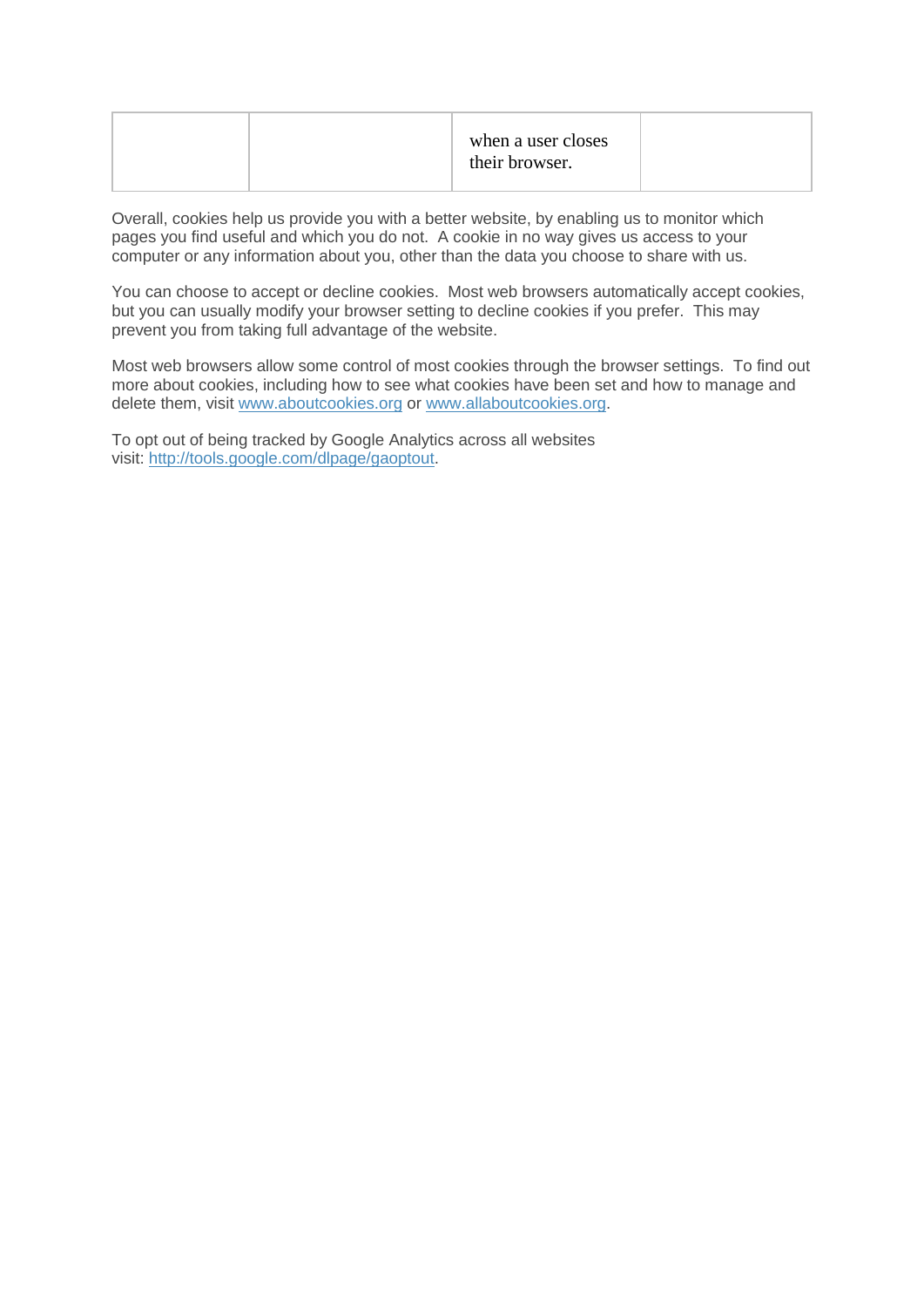| | | | |
|---|---|---|---|
| | | when a user closes their browser. | |

Overall, cookies help us provide you with a better website, by enabling us to monitor which pages you find useful and which you do not. A cookie in no way gives us access to your computer or any information about you, other than the data you choose to share with us.

You can choose to accept or decline cookies. Most web browsers automatically accept cookies, but you can usually modify your browser setting to decline cookies if you prefer. This may prevent you from taking full advantage of the website.

Most web browsers allow some control of most cookies through the browser settings. To find out more about cookies, including how to see what cookies have been set and how to manage and delete them, visit www.aboutcookies.org or www.allaboutcookies.org.

To opt out of being tracked by Google Analytics across all websites visit: http://tools.google.com/dlpage/gaoptout.